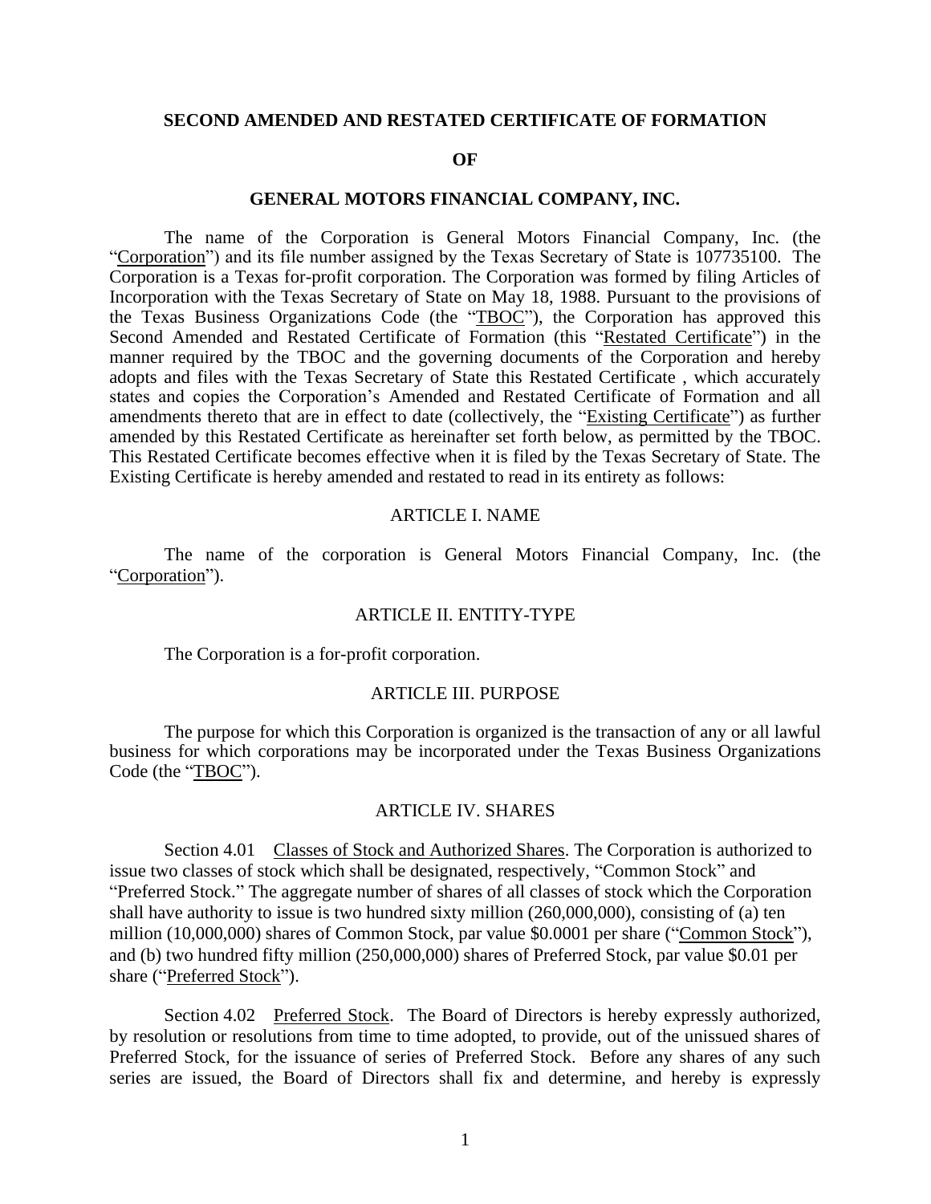# SECOND AMENDED AND RESTATED CERTIFICATE OF FORMATION

# OF

# GENERAL MOTORS FINANCIAL COMPANY, INC.

The name of the Corporation is General Motors Financial Company, Inc. (the "Corporation") and its file number assigned by the Texas Secretary of State is 107735100. The Corporation is a Texas for-profit corporation. The Corporation was formed by filing Articles of Incorporation with the Texas Secretary of State on May 18, 1988. Pursuant to the provisions of the Texas Business Organizations Code (the "TBOC"), the Corporation has approved this Second Amended and Restated Certificate of Formation (this "Restated Certificate") in the manner required by the TBOC and the governing documents of the Corporation and hereby adopts and files with the Texas Secretary of State this Restated Certificate , which accurately states and copies the Corporation's Amended and Restated Certificate of Formation and all amendments thereto that are in effect to date (collectively, the "Existing Certificate") as further amended by this Restated Certificate as hereinafter set forth below, as permitted by the TBOC. This Restated Certificate becomes effective when it is filed by the Texas Secretary of State. The Existing Certificate is hereby amended and restated to read in its entirety as follows:

## ARTICLE I. NAME

The name of the corporation is General Motors Financial Company, Inc. (the "Corporation").

## ARTICLE II. ENTITY-TYPE

The Corporation is a for-profit corporation.

## ARTICLE III. PURPOSE

The purpose for which this Corporation is organized is the transaction of any or all lawful business for which corporations may be incorporated under the Texas Business Organizations Code (the "TBOC").

## ARTICLE IV. SHARES

Section 4.01 Classes of Stock and Authorized Shares. The Corporation is authorized to issue two classes of stock which shall be designated, respectively, "Common Stock" and "Preferred Stock." The aggregate number of shares of all classes of stock which the Corporation shall have authority to issue is two hundred sixty million (260,000,000), consisting of (a) ten million (10,000,000) shares of Common Stock, par value \$0.0001 per share ("Common Stock"), and (b) two hundred fifty million (250,000,000) shares of Preferred Stock, par value \$0.01 per share ("Preferred Stock").

Section 4.02 Preferred Stock. The Board of Directors is hereby expressly authorized, by resolution or resolutions from time to time adopted, to provide, out of the unissued shares of Preferred Stock, for the issuance of series of Preferred Stock. Before any shares of any such series are issued, the Board of Directors shall fix and determine, and hereby is expressly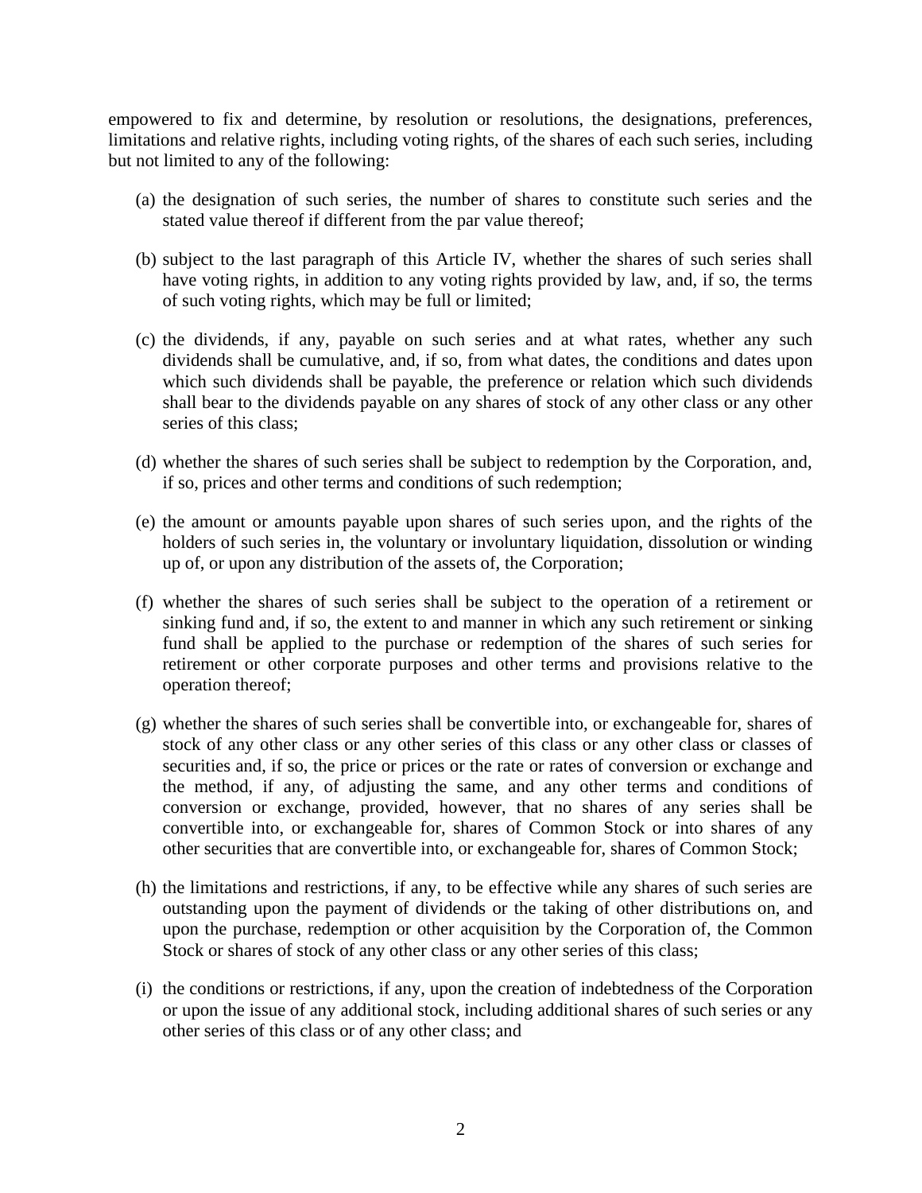empowered to fix and determine, by resolution or resolutions, the designations, preferences, limitations and relative rights, including voting rights, of the shares of each such series, including but not limited to any of the following:

(a) the designation of such series, the number of shares to constitute such series and the stated value thereof if different from the par value thereof;

(b) subject to the last paragraph of this Article IV, whether the shares of such series shall have voting rights, in addition to any voting rights provided by law, and, if so, the terms of such voting rights, which may be full or limited;

(c) the dividends, if any, payable on such series and at what rates, whether any such dividends shall be cumulative, and, if so, from what dates, the conditions and dates upon which such dividends shall be payable, the preference or relation which such dividends shall bear to the dividends payable on any shares of stock of any other class or any other series of this class;

(d) whether the shares of such series shall be subject to redemption by the Corporation, and, if so, prices and other terms and conditions of such redemption;

(e) the amount or amounts payable upon shares of such series upon, and the rights of the holders of such series in, the voluntary or involuntary liquidation, dissolution or winding up of, or upon any distribution of the assets of, the Corporation;

(f) whether the shares of such series shall be subject to the operation of a retirement or sinking fund and, if so, the extent to and manner in which any such retirement or sinking fund shall be applied to the purchase or redemption of the shares of such series for retirement or other corporate purposes and other terms and provisions relative to the operation thereof;

(g) whether the shares of such series shall be convertible into, or exchangeable for, shares of stock of any other class or any other series of this class or any other class or classes of securities and, if so, the price or prices or the rate or rates of conversion or exchange and the method, if any, of adjusting the same, and any other terms and conditions of conversion or exchange, provided, however, that no shares of any series shall be convertible into, or exchangeable for, shares of Common Stock or into shares of any other securities that are convertible into, or exchangeable for, shares of Common Stock;

(h) the limitations and restrictions, if any, to be effective while any shares of such series are outstanding upon the payment of dividends or the taking of other distributions on, and upon the purchase, redemption or other acquisition by the Corporation of, the Common Stock or shares of stock of any other class or any other series of this class;

(i) the conditions or restrictions, if any, upon the creation of indebtedness of the Corporation or upon the issue of any additional stock, including additional shares of such series or any other series of this class or of any other class; and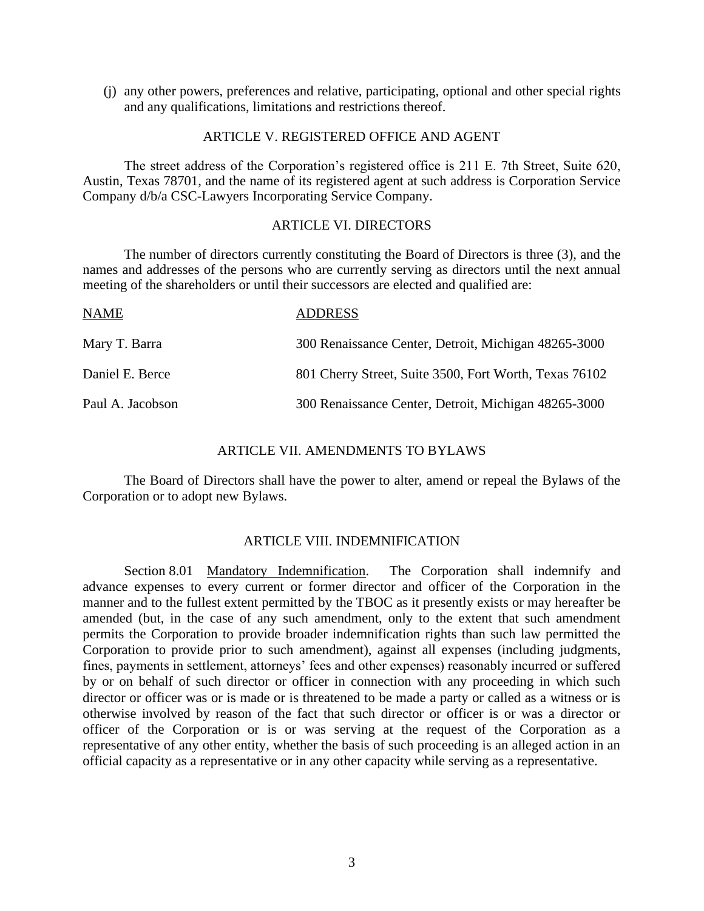(j) any other powers, preferences and relative, participating, optional and other special rights and any qualifications, limitations and restrictions thereof.

## ARTICLE V. REGISTERED OFFICE AND AGENT

The street address of the Corporation's registered office is 211 E. 7th Street, Suite 620, Austin, Texas 78701, and the name of its registered agent at such address is Corporation Service Company d/b/a CSC-Lawyers Incorporating Service Company.

## ARTICLE VI. DIRECTORS

The number of directors currently constituting the Board of Directors is three (3), and the names and addresses of the persons who are currently serving as directors until the next annual meeting of the shareholders or until their successors are elected and qualified are:

| NAME | ADDRESS |
| --- | --- |
| Mary T. Barra | 300 Renaissance Center, Detroit, Michigan 48265-3000 |
| Daniel E. Berce | 801 Cherry Street, Suite 3500, Fort Worth, Texas 76102 |
| Paul A. Jacobson | 300 Renaissance Center, Detroit, Michigan 48265-3000 |

## ARTICLE VII. AMENDMENTS TO BYLAWS

The Board of Directors shall have the power to alter, amend or repeal the Bylaws of the Corporation or to adopt new Bylaws.

## ARTICLE VIII. INDEMNIFICATION

Section 8.01 Mandatory Indemnification. The Corporation shall indemnify and advance expenses to every current or former director and officer of the Corporation in the manner and to the fullest extent permitted by the TBOC as it presently exists or may hereafter be amended (but, in the case of any such amendment, only to the extent that such amendment permits the Corporation to provide broader indemnification rights than such law permitted the Corporation to provide prior to such amendment), against all expenses (including judgments, fines, payments in settlement, attorneys' fees and other expenses) reasonably incurred or suffered by or on behalf of such director or officer in connection with any proceeding in which such director or officer was or is made or is threatened to be made a party or called as a witness or is otherwise involved by reason of the fact that such director or officer is or was a director or officer of the Corporation or is or was serving at the request of the Corporation as a representative of any other entity, whether the basis of such proceeding is an alleged action in an official capacity as a representative or in any other capacity while serving as a representative.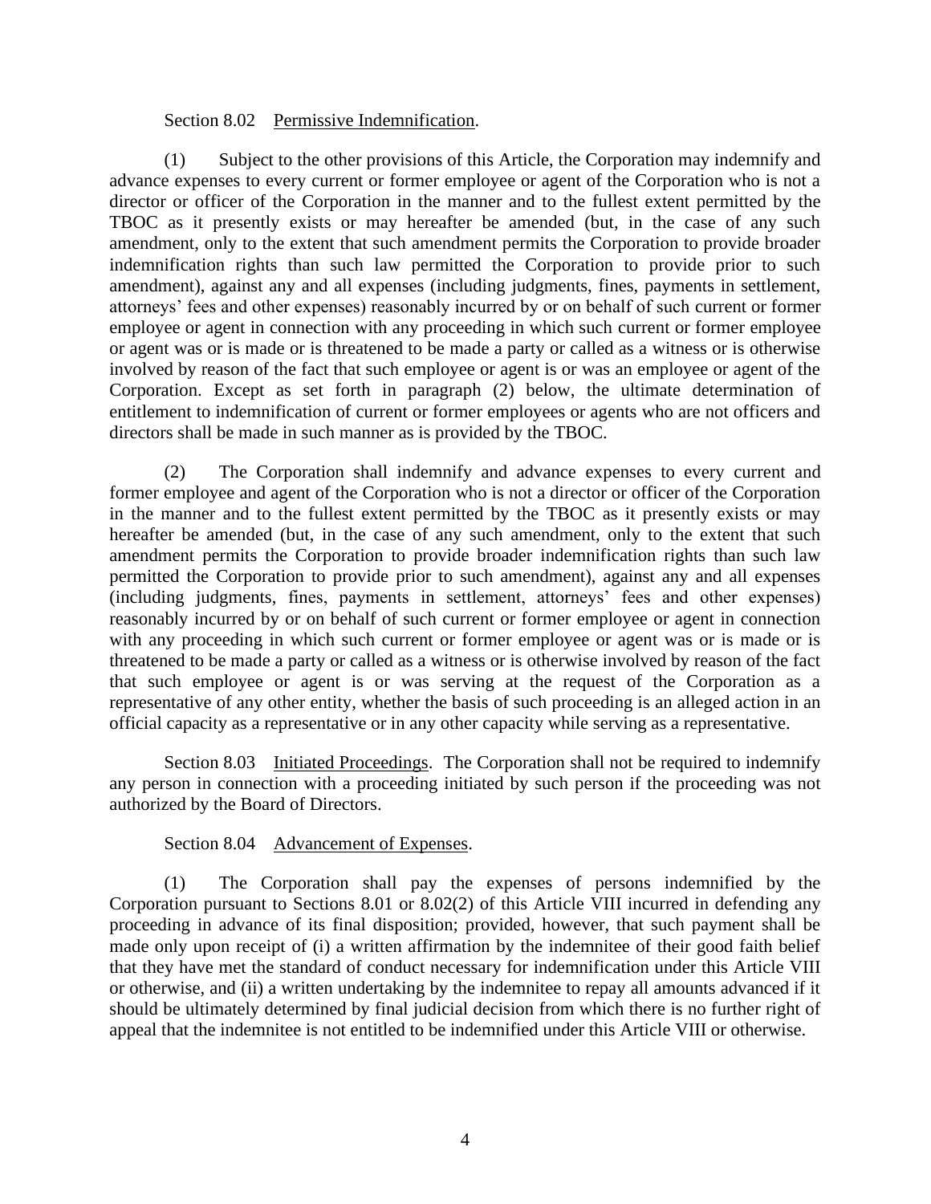Section 8.02 Permissive Indemnification.

(1) Subject to the other provisions of this Article, the Corporation may indemnify and advance expenses to every current or former employee or agent of the Corporation who is not a director or officer of the Corporation in the manner and to the fullest extent permitted by the TBOC as it presently exists or may hereafter be amended (but, in the case of any such amendment, only to the extent that such amendment permits the Corporation to provide broader indemnification rights than such law permitted the Corporation to provide prior to such amendment), against any and all expenses (including judgments, fines, payments in settlement, attorneys' fees and other expenses) reasonably incurred by or on behalf of such current or former employee or agent in connection with any proceeding in which such current or former employee or agent was or is made or is threatened to be made a party or called as a witness or is otherwise involved by reason of the fact that such employee or agent is or was an employee or agent of the Corporation. Except as set forth in paragraph (2) below, the ultimate determination of entitlement to indemnification of current or former employees or agents who are not officers and directors shall be made in such manner as is provided by the TBOC.

(2) The Corporation shall indemnify and advance expenses to every current and former employee and agent of the Corporation who is not a director or officer of the Corporation in the manner and to the fullest extent permitted by the TBOC as it presently exists or may hereafter be amended (but, in the case of any such amendment, only to the extent that such amendment permits the Corporation to provide broader indemnification rights than such law permitted the Corporation to provide prior to such amendment), against any and all expenses (including judgments, fines, payments in settlement, attorneys' fees and other expenses) reasonably incurred by or on behalf of such current or former employee or agent in connection with any proceeding in which such current or former employee or agent was or is made or is threatened to be made a party or called as a witness or is otherwise involved by reason of the fact that such employee or agent is or was serving at the request of the Corporation as a representative of any other entity, whether the basis of such proceeding is an alleged action in an official capacity as a representative or in any other capacity while serving as a representative.

Section 8.03 Initiated Proceedings. The Corporation shall not be required to indemnify any person in connection with a proceeding initiated by such person if the proceeding was not authorized by the Board of Directors.

Section 8.04 Advancement of Expenses.

(1) The Corporation shall pay the expenses of persons indemnified by the Corporation pursuant to Sections 8.01 or 8.02(2) of this Article VIII incurred in defending any proceeding in advance of its final disposition; provided, however, that such payment shall be made only upon receipt of (i) a written affirmation by the indemnitee of their good faith belief that they have met the standard of conduct necessary for indemnification under this Article VIII or otherwise, and (ii) a written undertaking by the indemnitee to repay all amounts advanced if it should be ultimately determined by final judicial decision from which there is no further right of appeal that the indemnitee is not entitled to be indemnified under this Article VIII or otherwise.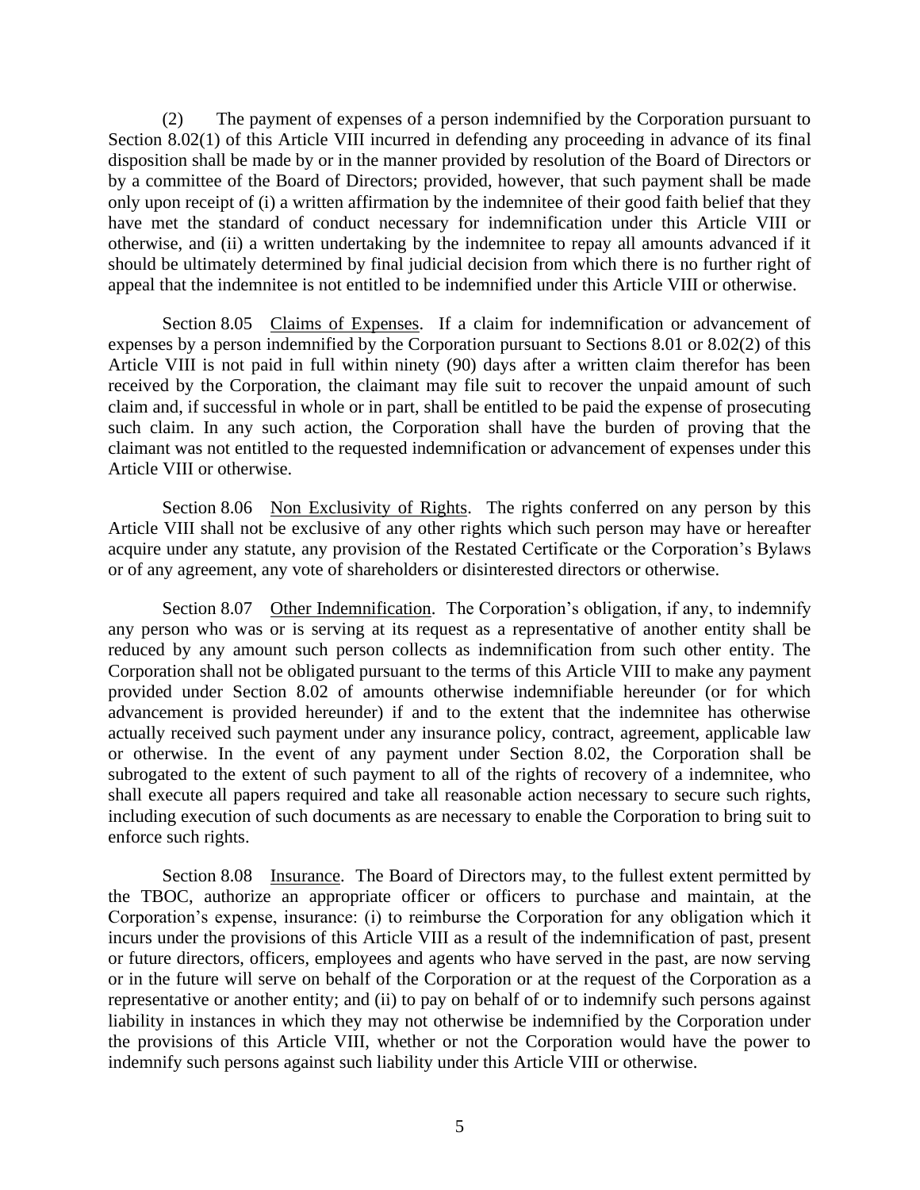(2) The payment of expenses of a person indemnified by the Corporation pursuant to Section 8.02(1) of this Article VIII incurred in defending any proceeding in advance of its final disposition shall be made by or in the manner provided by resolution of the Board of Directors or by a committee of the Board of Directors; provided, however, that such payment shall be made only upon receipt of (i) a written affirmation by the indemnitee of their good faith belief that they have met the standard of conduct necessary for indemnification under this Article VIII or otherwise, and (ii) a written undertaking by the indemnitee to repay all amounts advanced if it should be ultimately determined by final judicial decision from which there is no further right of appeal that the indemnitee is not entitled to be indemnified under this Article VIII or otherwise.

Section 8.05 Claims of Expenses. If a claim for indemnification or advancement of expenses by a person indemnified by the Corporation pursuant to Sections 8.01 or 8.02(2) of this Article VIII is not paid in full within ninety (90) days after a written claim therefor has been received by the Corporation, the claimant may file suit to recover the unpaid amount of such claim and, if successful in whole or in part, shall be entitled to be paid the expense of prosecuting such claim. In any such action, the Corporation shall have the burden of proving that the claimant was not entitled to the requested indemnification or advancement of expenses under this Article VIII or otherwise.

Section 8.06 Non Exclusivity of Rights. The rights conferred on any person by this Article VIII shall not be exclusive of any other rights which such person may have or hereafter acquire under any statute, any provision of the Restated Certificate or the Corporation's Bylaws or of any agreement, any vote of shareholders or disinterested directors or otherwise.

Section 8.07 Other Indemnification. The Corporation's obligation, if any, to indemnify any person who was or is serving at its request as a representative of another entity shall be reduced by any amount such person collects as indemnification from such other entity. The Corporation shall not be obligated pursuant to the terms of this Article VIII to make any payment provided under Section 8.02 of amounts otherwise indemnifiable hereunder (or for which advancement is provided hereunder) if and to the extent that the indemnitee has otherwise actually received such payment under any insurance policy, contract, agreement, applicable law or otherwise. In the event of any payment under Section 8.02, the Corporation shall be subrogated to the extent of such payment to all of the rights of recovery of a indemnitee, who shall execute all papers required and take all reasonable action necessary to secure such rights, including execution of such documents as are necessary to enable the Corporation to bring suit to enforce such rights.

Section 8.08 Insurance. The Board of Directors may, to the fullest extent permitted by the TBOC, authorize an appropriate officer or officers to purchase and maintain, at the Corporation's expense, insurance: (i) to reimburse the Corporation for any obligation which it incurs under the provisions of this Article VIII as a result of the indemnification of past, present or future directors, officers, employees and agents who have served in the past, are now serving or in the future will serve on behalf of the Corporation or at the request of the Corporation as a representative or another entity; and (ii) to pay on behalf of or to indemnify such persons against liability in instances in which they may not otherwise be indemnified by the Corporation under the provisions of this Article VIII, whether or not the Corporation would have the power to indemnify such persons against such liability under this Article VIII or otherwise.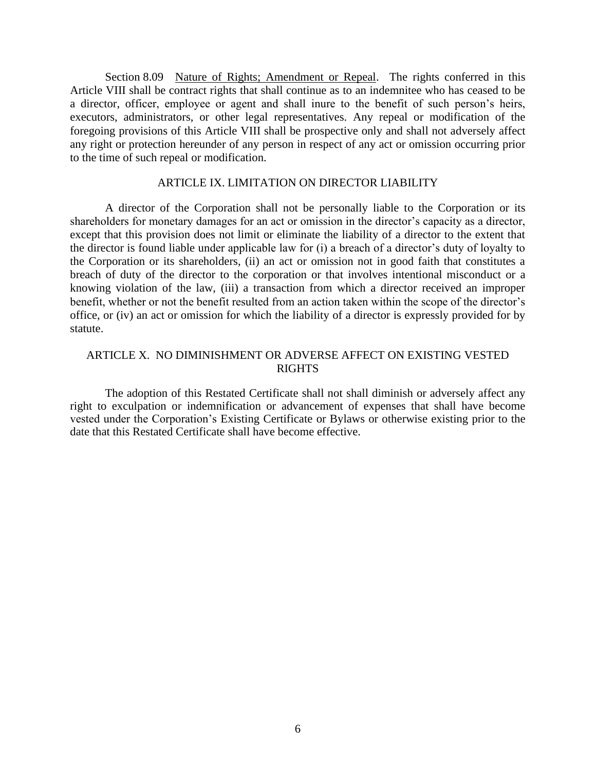Section 8.09 Nature of Rights; Amendment or Repeal. The rights conferred in this Article VIII shall be contract rights that shall continue as to an indemnitee who has ceased to be a director, officer, employee or agent and shall inure to the benefit of such person's heirs, executors, administrators, or other legal representatives. Any repeal or modification of the foregoing provisions of this Article VIII shall be prospective only and shall not adversely affect any right or protection hereunder of any person in respect of any act or omission occurring prior to the time of such repeal or modification.

## ARTICLE IX. LIMITATION ON DIRECTOR LIABILITY

A director of the Corporation shall not be personally liable to the Corporation or its shareholders for monetary damages for an act or omission in the director's capacity as a director, except that this provision does not limit or eliminate the liability of a director to the extent that the director is found liable under applicable law for (i) a breach of a director's duty of loyalty to the Corporation or its shareholders, (ii) an act or omission not in good faith that constitutes a breach of duty of the director to the corporation or that involves intentional misconduct or a knowing violation of the law, (iii) a transaction from which a director received an improper benefit, whether or not the benefit resulted from an action taken within the scope of the director's office, or (iv) an act or omission for which the liability of a director is expressly provided for by statute.

## ARTICLE X. NO DIMINISHMENT OR ADVERSE AFFECT ON EXISTING VESTED RIGHTS

The adoption of this Restated Certificate shall not shall diminish or adversely affect any right to exculpation or indemnification or advancement of expenses that shall have become vested under the Corporation's Existing Certificate or Bylaws or otherwise existing prior to the date that this Restated Certificate shall have become effective.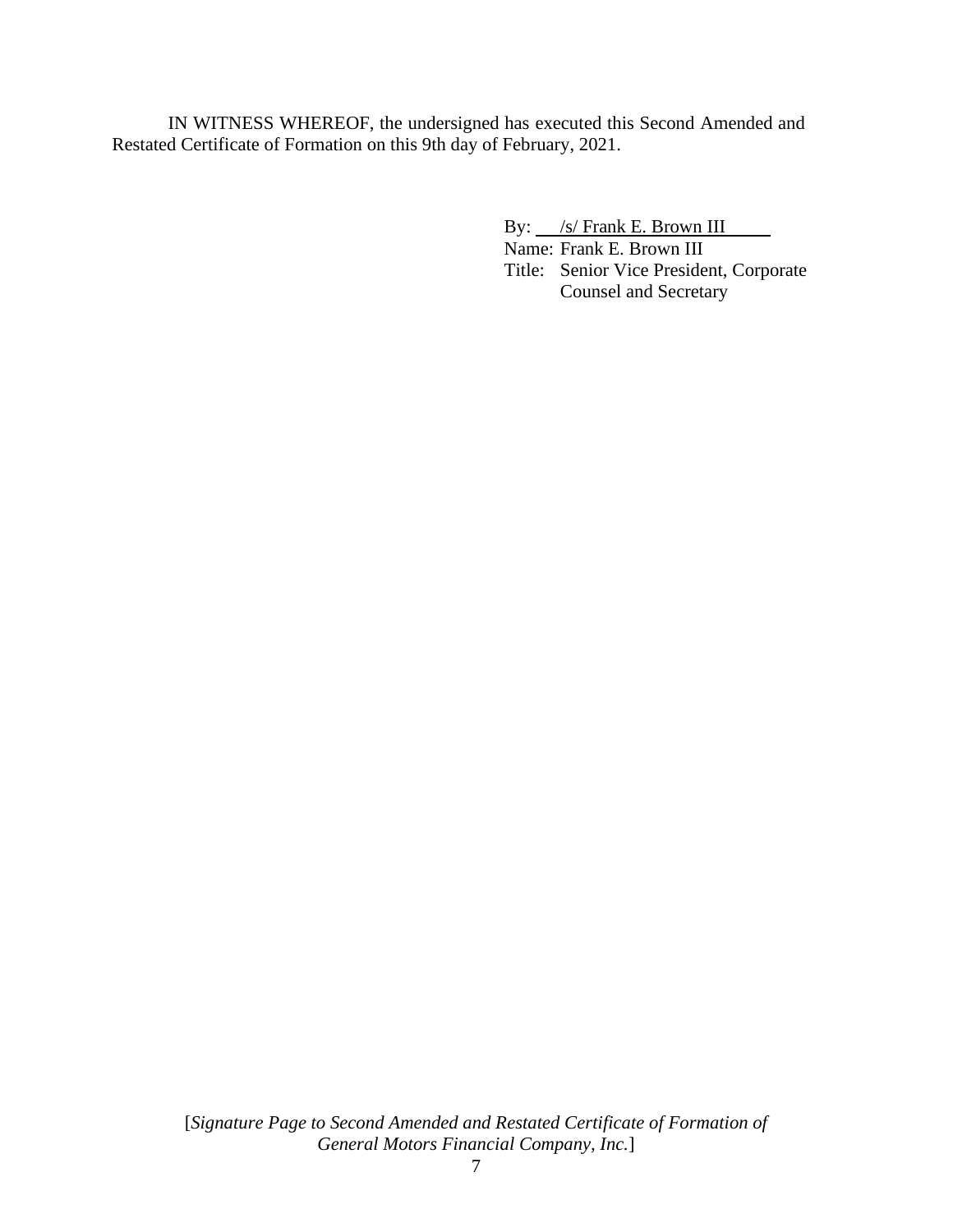IN WITNESS WHEREOF, the undersigned has executed this Second Amended and Restated Certificate of Formation on this 9th day of February, 2021.

By: /s/ Frank E. Brown III
Name: Frank E. Brown III
Title: Senior Vice President, Corporate Counsel and Secretary

[*Signature Page to Second Amended and Restated Certificate of Formation of General Motors Financial Company, Inc.*]